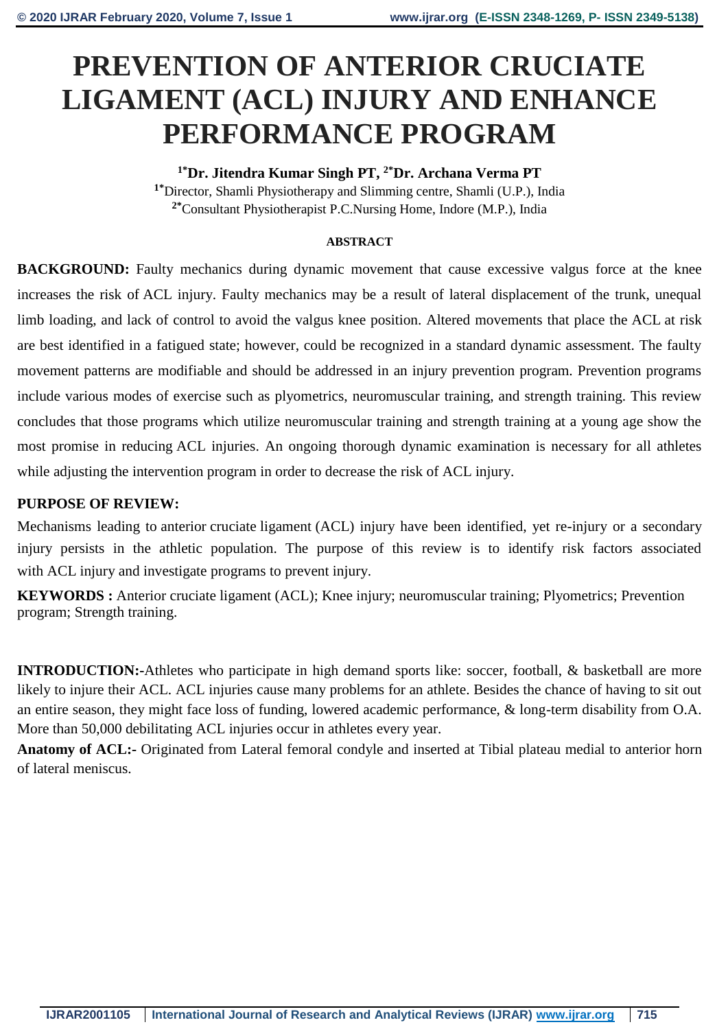# PREVENTION OF ANTERIOR CRUCIATE LIGAMENT (ACL) INJURY AND ENHANCE PERFORMANCE PROGRAM

**[1*]Dr. Jitendra Kumar Singh PT, [2*]Dr. Archana Verma PT**

[1*]Director, Shamli Physiotherapy and Slimming centre, Shamli (U.P.), India

[2*]Consultant Physiotherapist P.C.Nursing Home, Indore (M.P.), India

## ABSTRACT

**BACKGROUND:** Faulty mechanics during dynamic movement that cause excessive valgus force at the knee increases the risk of ACL injury. Faulty mechanics may be a result of lateral displacement of the trunk, unequal limb loading, and lack of control to avoid the valgus knee position. Altered movements that place the ACL at risk are best identified in a fatigued state; however, could be recognized in a standard dynamic assessment. The faulty movement patterns are modifiable and should be addressed in an injury prevention program. Prevention programs include various modes of exercise such as plyometrics, neuromuscular training, and strength training. This review concludes that those programs which utilize neuromuscular training and strength training at a young age show the most promise in reducing ACL injuries. An ongoing thorough dynamic examination is necessary for all athletes while adjusting the intervention program in order to decrease the risk of ACL injury.

**PURPOSE OF REVIEW:**

Mechanisms leading to anterior cruciate ligament (ACL) injury have been identified, yet re-injury or a secondary injury persists in the athletic population. The purpose of this review is to identify risk factors associated with ACL injury and investigate programs to prevent injury.

**KEYWORDS :** Anterior cruciate ligament (ACL); Knee injury; neuromuscular training; Plyometrics; Prevention program; Strength training.

**INTRODUCTION:-**Athletes who participate in high demand sports like: soccer, football, & basketball are more likely to injure their ACL. ACL injuries cause many problems for an athlete. Besides the chance of having to sit out an entire season, they might face loss of funding, lowered academic performance, & long-term disability from O.A. More than 50,000 debilitating ACL injuries occur in athletes every year.

**Anatomy of ACL:-** Originated from Lateral femoral condyle and inserted at Tibial plateau medial to anterior horn of lateral meniscus.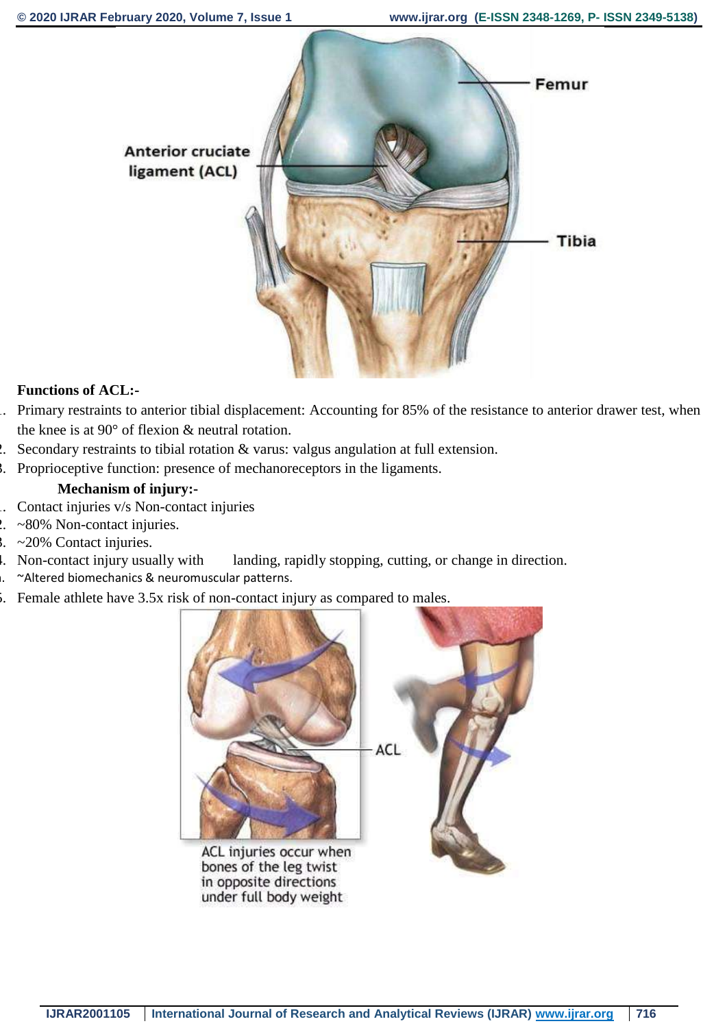**Functions of ACL:-**

1. Primary restraints to anterior tibial displacement: Accounting for 85% of the resistance to anterior drawer test, when the knee is at 90° of flexion & neutral rotation.
2. Secondary restraints to tibial rotation & varus: valgus angulation at full extension.
3. Proprioceptive function: presence of mechanoreceptors in the ligaments.

**Mechanism of injury:-**

1. Contact injuries v/s Non-contact injuries
2. ~80% Non-contact injuries.
3. ~20% Contact injuries.
4. Non-contact injury usually with landing, rapidly stopping, cutting, or change in direction.
5. ~Altered biomechanics & neuromuscular patterns.
6. Female athlete have 3.5x risk of non-contact injury as compared to males.

ACL injuries occur when bones of the leg twist in opposite directions under full body weight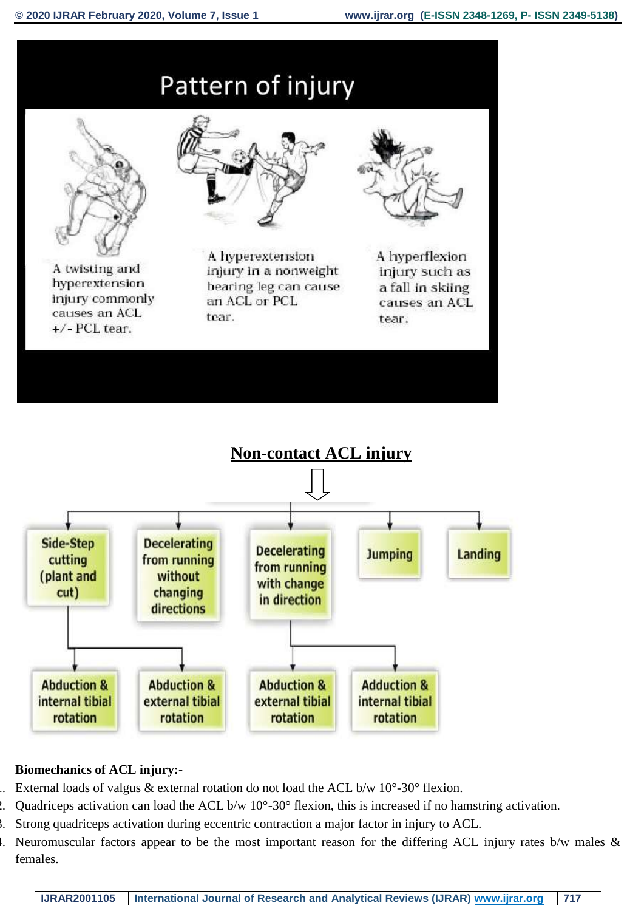Pattern of injury

A twisting and hyperextension injury commonly causes an ACL +/- PCL tear.

A hyperextension injury in a nonweight bearing leg can cause an ACL or PCL tear.

A hyperflexion injury such as a fall in skiing causes an ACL tear.

**Non-contact ACL injury**

Side-Step cutting (plant and cut)

Decelerating from running without changing directions

Decelerating from running with change in direction

Jumping

Landing

Abduction & internal tibial rotation

Abduction & external tibial rotation

Abduction & external tibial rotation

Adduction & internal tibial rotation

**Biomechanics of ACL injury:-**

1. External loads of valgus & external rotation do not load the ACL b/w 10°-30° flexion.
2. Quadriceps activation can load the ACL b/w 10°-30° flexion, this is increased if no hamstring activation.
3. Strong quadriceps activation during eccentric contraction a major factor in injury to ACL.
4. Neuromuscular factors appear to be the most important reason for the differing ACL injury rates b/w males & females.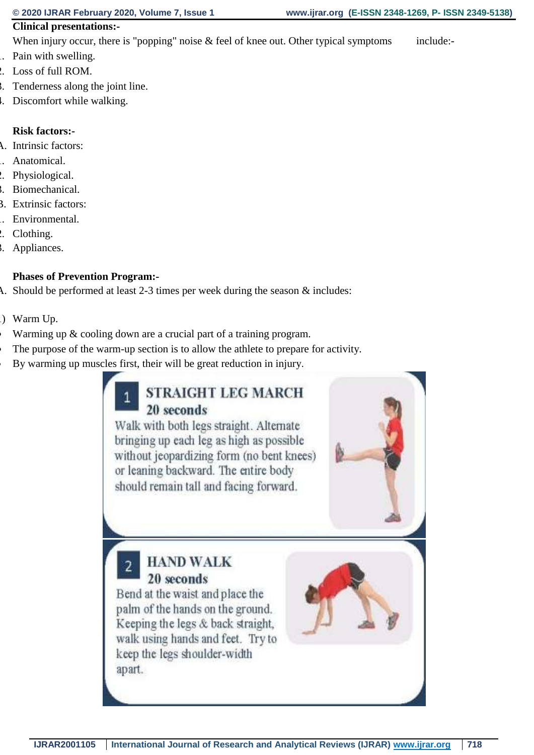**Clinical presentations:-**

When injury occur, there is "popping" noise & feel of knee out. Other typical symptoms include:-

1. Pain with swelling.
2. Loss of full ROM.
3. Tenderness along the joint line.
4. Discomfort while walking.

**Risk factors:-**

A. Intrinsic factors:
1. Anatomical.
2. Physiological.
3. Biomechanical.

B. Extrinsic factors:
1. Environmental.
2. Clothing.
3. Appliances.

**Phases of Prevention Program:-**

A. Should be performed at least 2-3 times per week during the season & includes:

1) Warm Up.

- Warming up & cooling down are a crucial part of a training program.
- The purpose of the warm-up section is to allow the athlete to prepare for activity.
- By warming up muscles first, their will be great reduction in injury.

1 STRAIGHT LEG MARCH
20 seconds
Walk with both legs straight. Alternate bringing up each leg as high as possible without jeopardizing form (no bent knees) or leaning backward. The entire body should remain tall and facing forward.

2 HAND WALK
20 seconds
Bend at the waist and place the palm of the hands on the ground. Keeping the legs & back straight, walk using hands and feet. Try to keep the legs shoulder-width apart.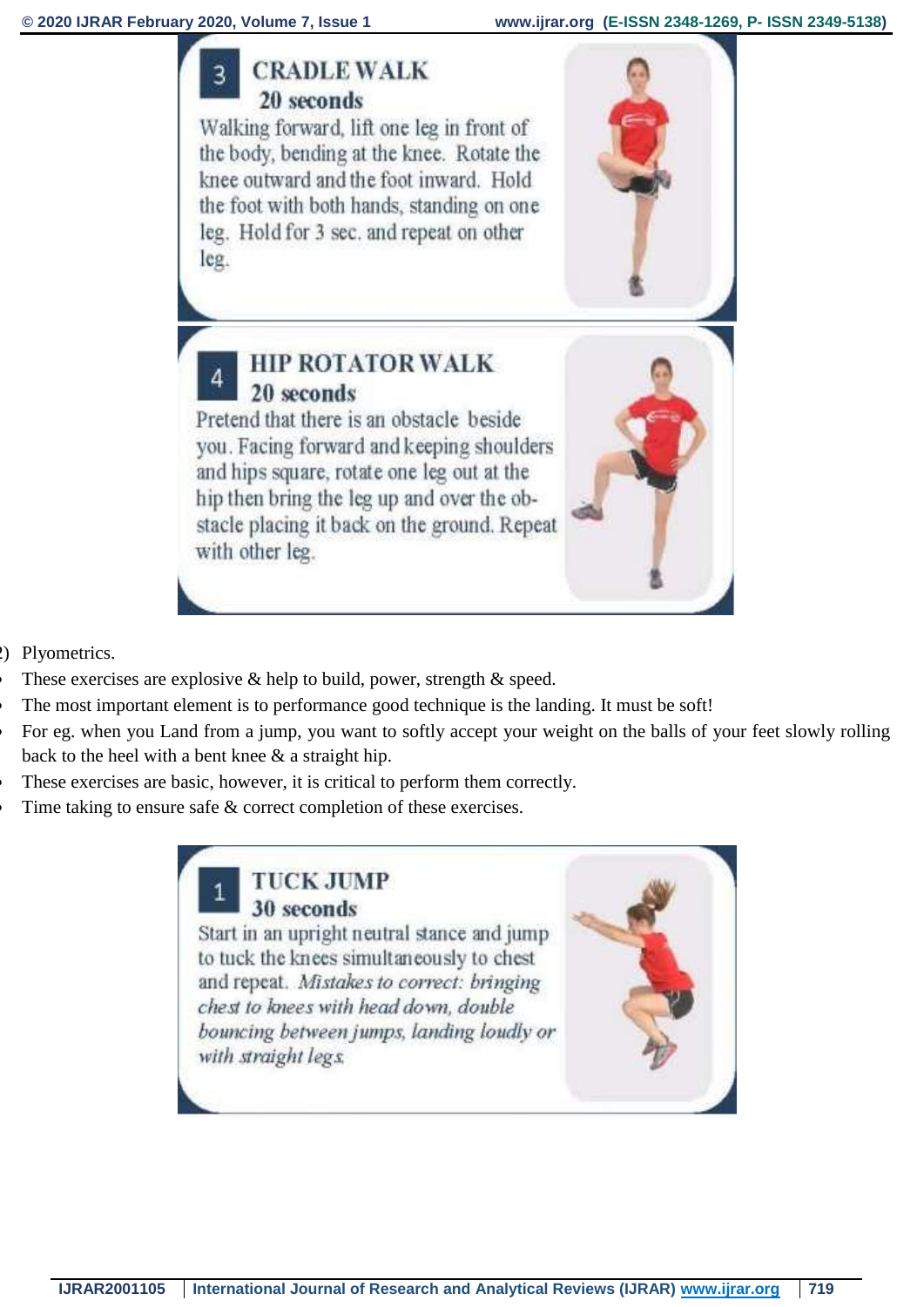**3 CRADLE WALK**
**20 seconds**

Walking forward, lift one leg in front of the body, bending at the knee. Rotate the knee outward and the foot inward. Hold the foot with both hands, standing on one leg. Hold for 3 sec. and repeat on other leg.

**4 HIP ROTATOR WALK**
**20 seconds**

Pretend that there is an obstacle beside you. Facing forward and keeping shoulders and hips square, rotate one leg out at the hip then bring the leg up and over the obstacle placing it back on the ground. Repeat with other leg.

2) Plyometrics.

- These exercises are explosive & help to build, power, strength & speed.
- The most important element is to performance good technique is the landing. It must be soft!
- For eg. when you Land from a jump, you want to softly accept your weight on the balls of your feet slowly rolling back to the heel with a bent knee & a straight hip.
- These exercises are basic, however, it is critical to perform them correctly.
- Time taking to ensure safe & correct completion of these exercises.

**1 TUCK JUMP**
**30 seconds**

Start in an upright neutral stance and jump to tuck the knees simultaneously to chest and repeat. *Mistakes to correct: bringing chest to knees with head down, double bouncing between jumps, landing loudly or with straight legs.*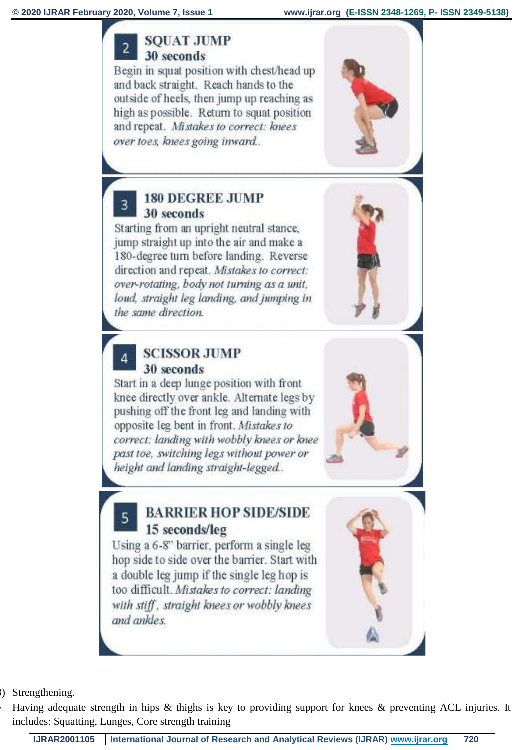**2 SQUAT JUMP**
**30 seconds**

Begin in squat position with chest/head up and back straight. Reach hands to the outside of heels, then jump up reaching as high as possible. Return to squat position and repeat. *Mistakes to correct: knees over toes, knees going inward.*

**3 180 DEGREE JUMP**
**30 seconds**

Starting from an upright neutral stance, jump straight up into the air and make a 180-degree turn before landing. Reverse direction and repeat. *Mistakes to correct: over-rotating, body not turning as a unit, loud, straight leg landing, and jumping in the same direction.*

**4 SCISSOR JUMP**
**30 seconds**

Start in a deep lunge position with front knee directly over ankle. Alternate legs by pushing off the front leg and landing with opposite leg bent in front. *Mistakes to correct: landing with wobbly knees or knee past toe, switching legs without power or height and landing straight-legged.*

**5 BARRIER HOP SIDE/SIDE**
**15 seconds/leg**

Using a 6-8" barrier, perform a single leg hop side to side over the barrier. Start with a double leg jump if the single leg hop is too difficult. *Mistakes to correct: landing with stiff, straight knees or wobbly knees and ankles.*

3) Strengthening.

- Having adequate strength in hips & thighs is key to providing support for knees & preventing ACL injuries. It includes: Squatting, Lunges, Core strength training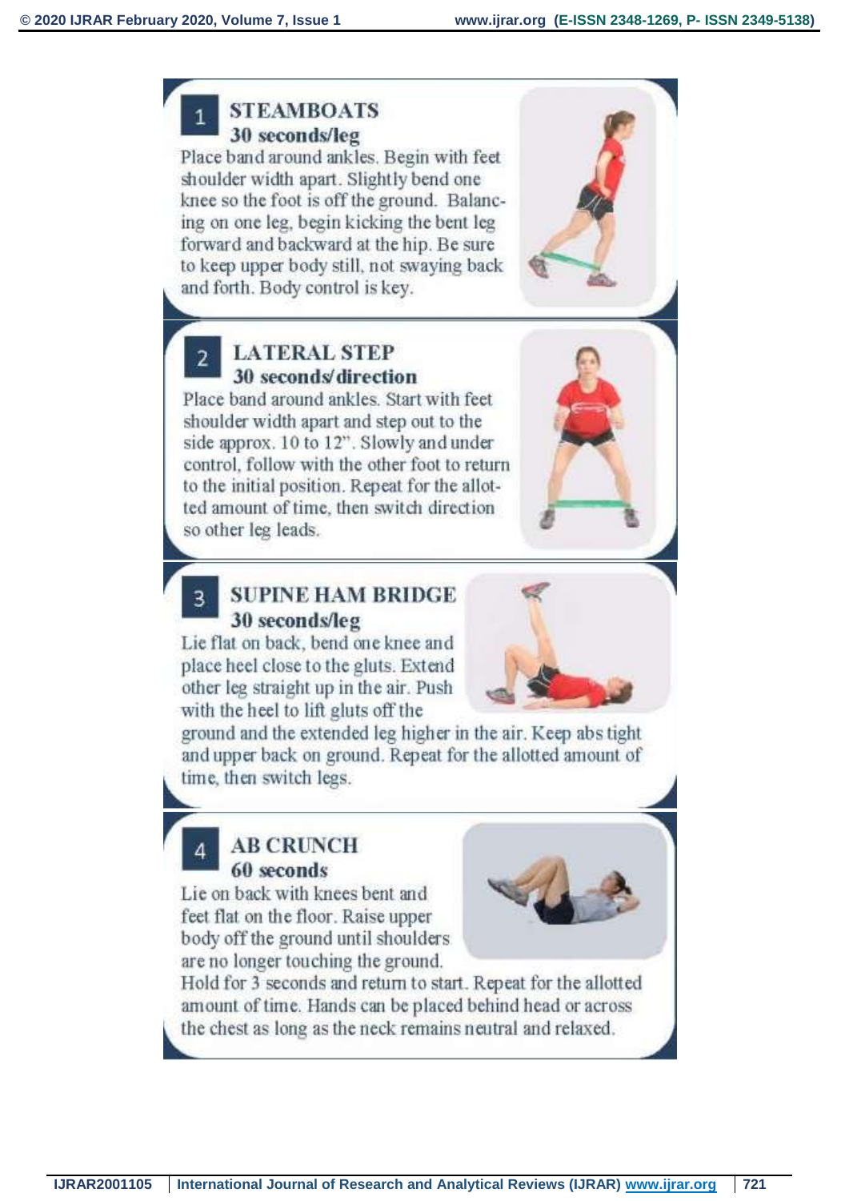## 1 STEAMBOATS

**30 seconds/leg**

Place band around ankles. Begin with feet shoulder width apart. Slightly bend one knee so the foot is off the ground. Balancing on one leg, begin kicking the bent leg forward and backward at the hip. Be sure to keep upper body still, not swaying back and forth. Body control is key.

## 2 LATERAL STEP

**30 seconds/direction**

Place band around ankles. Start with feet shoulder width apart and step out to the side approx. 10 to 12". Slowly and under control, follow with the other foot to return to the initial position. Repeat for the allotted amount of time, then switch direction so other leg leads.

## 3 SUPINE HAM BRIDGE

**30 seconds/leg**

Lie flat on back, bend one knee and place heel close to the gluts. Extend other leg straight up in the air. Push with the heel to lift gluts off the ground and the extended leg higher in the air. Keep abs tight and upper back on ground. Repeat for the allotted amount of time, then switch legs.

## 4 AB CRUNCH

**60 seconds**

Lie on back with knees bent and feet flat on the floor. Raise upper body off the ground until shoulders are no longer touching the ground. Hold for 3 seconds and return to start. Repeat for the allotted amount of time. Hands can be placed behind head or across the chest as long as the neck remains neutral and relaxed.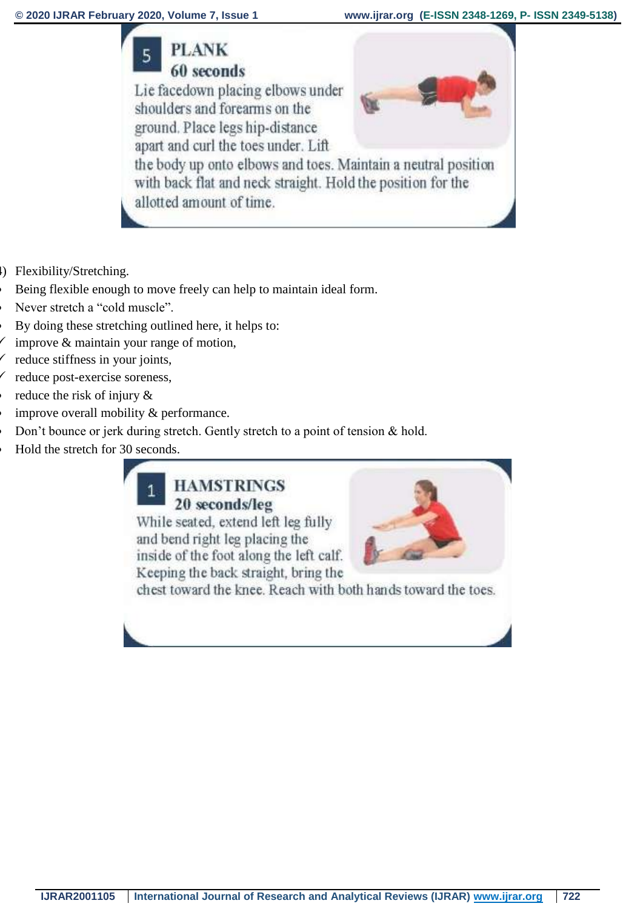**5 PLANK**
**60 seconds**

Lie facedown placing elbows under shoulders and forearms on the ground. Place legs hip-distance apart and curl the toes under. Lift the body up onto elbows and toes. Maintain a neutral position with back flat and neck straight. Hold the position for the allotted amount of time.

4) Flexibility/Stretching.

- Being flexible enough to move freely can help to maintain ideal form.
- Never stretch a "cold muscle".
- By doing these stretching outlined here, it helps to:
  - ✓ improve & maintain your range of motion,
  - ✓ reduce stiffness in your joints,
  - ✓ reduce post-exercise soreness,
  - reduce the risk of injury &
  - improve overall mobility & performance.
- Don't bounce or jerk during stretch. Gently stretch to a point of tension & hold.
- Hold the stretch for 30 seconds.

**1 HAMSTRINGS**
**20 seconds/leg**

While seated, extend left leg fully and bend right leg placing the inside of the foot along the left calf. Keeping the back straight, bring the chest toward the knee. Reach with both hands toward the toes.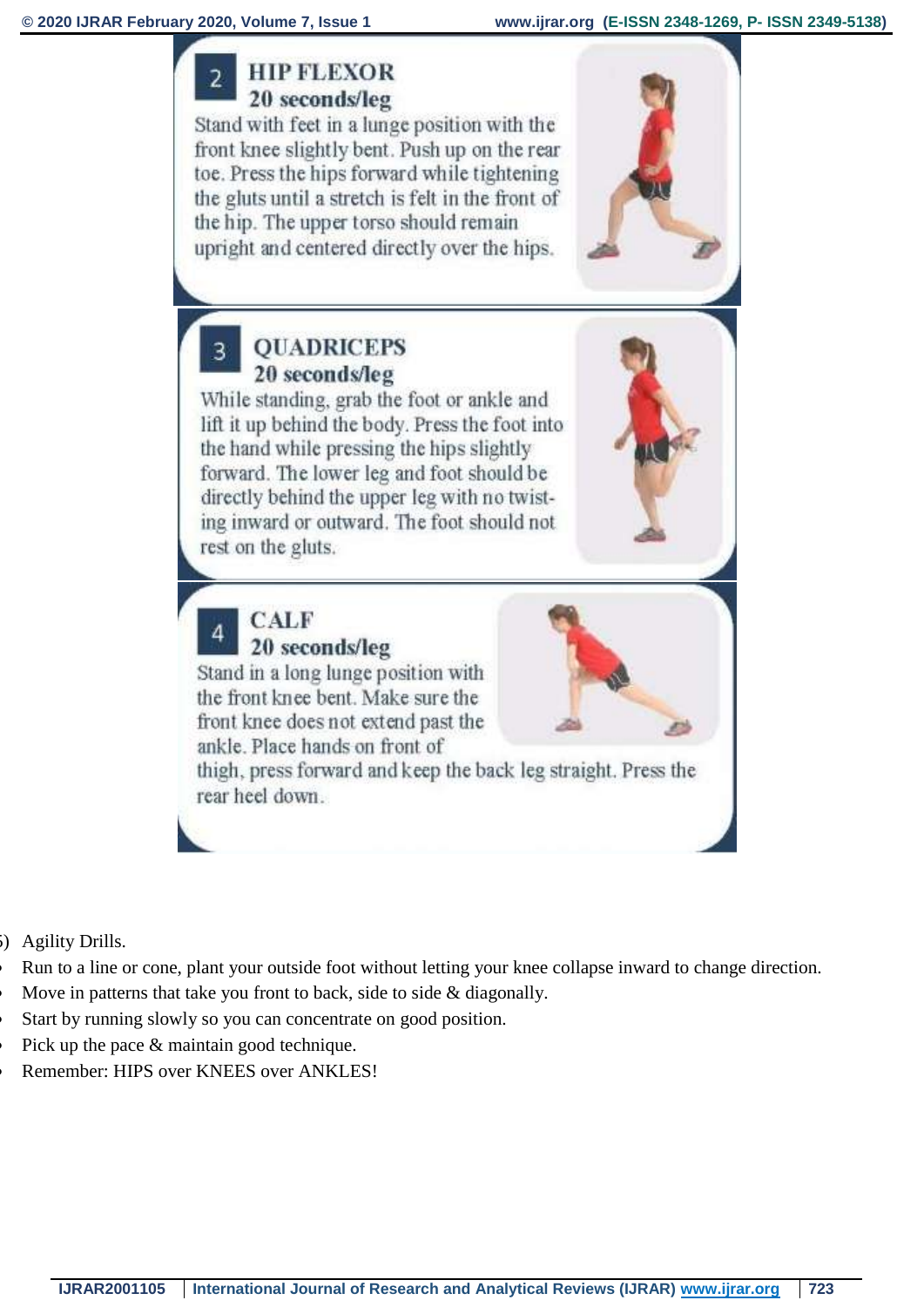2 **HIP FLEXOR**

**20 seconds/leg**

Stand with feet in a lunge position with the front knee slightly bent. Push up on the rear toe. Press the hips forward while tightening the gluts until a stretch is felt in the front of the hip. The upper torso should remain upright and centered directly over the hips.

3 **QUADRICEPS**

**20 seconds/leg**

While standing, grab the foot or ankle and lift it up behind the body. Press the foot into the hand while pressing the hips slightly forward. The lower leg and foot should be directly behind the upper leg with no twisting inward or outward. The foot should not rest on the gluts.

4 **CALF**

**20 seconds/leg**

Stand in a long lunge position with the front knee bent. Make sure the front knee does not extend past the ankle. Place hands on front of thigh, press forward and keep the back leg straight. Press the rear heel down.

5) Agility Drills.

- Run to a line or cone, plant your outside foot without letting your knee collapse inward to change direction.
- Move in patterns that take you front to back, side to side & diagonally.
- Start by running slowly so you can concentrate on good position.
- Pick up the pace & maintain good technique.
- Remember: HIPS over KNEES over ANKLES!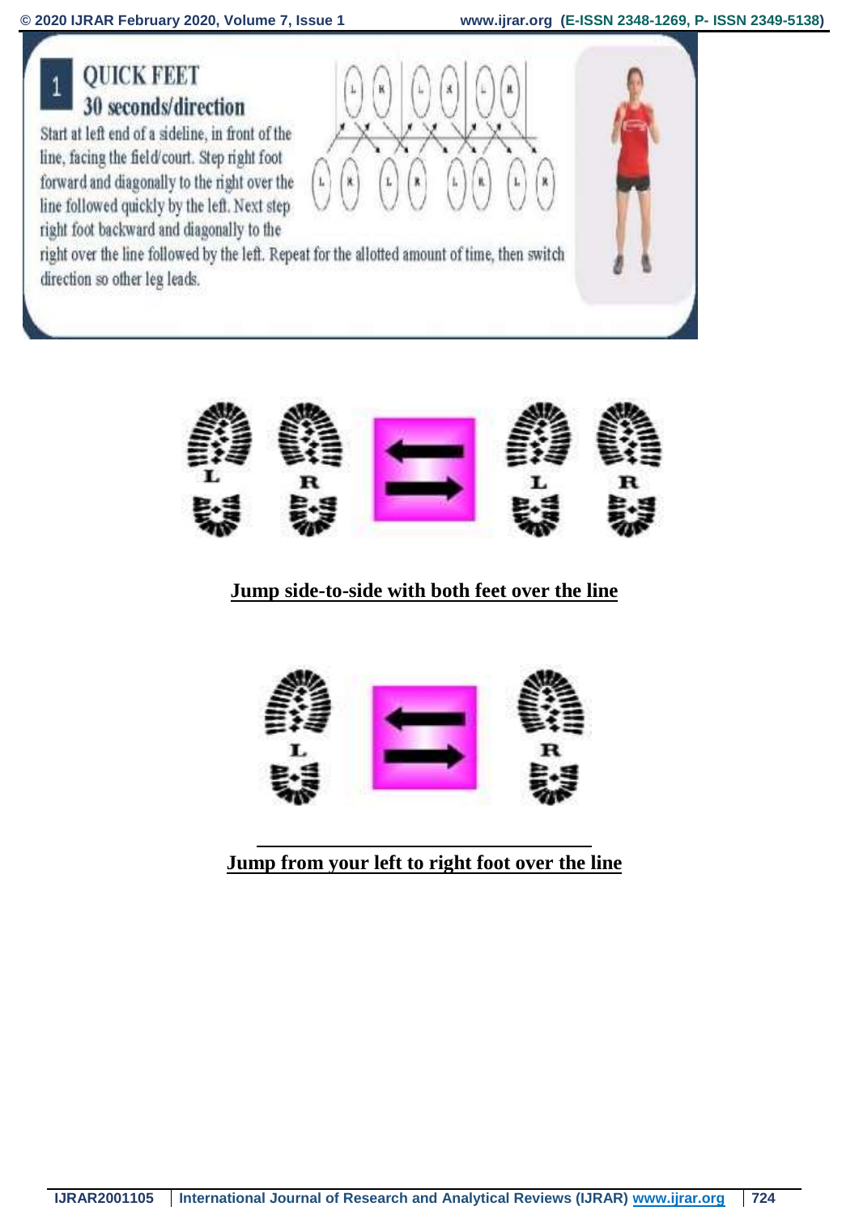1 QUICK FEET

30 seconds/direction

Start at left end of a sideline, in front of the line, facing the field/court. Step right foot forward and diagonally to the right over the line followed quickly by the left. Next step right foot backward and diagonally to the right over the line followed by the left. Repeat for the allotted amount of time, then switch direction so other leg leads.

L R L R

**Jump side-to-side with both feet over the line**

L R

**Jump from your left to right foot over the line**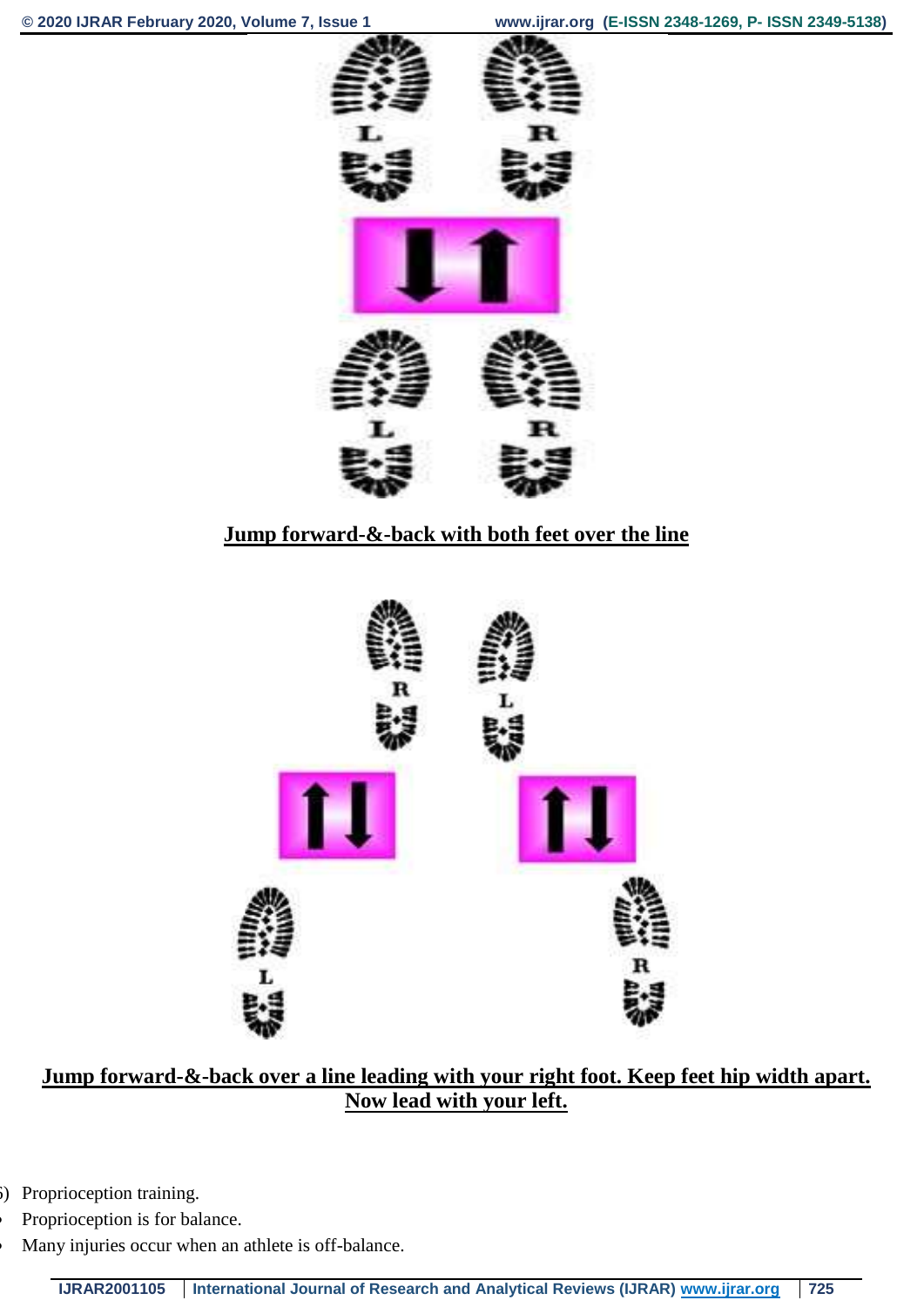L R

L R

**Jump forward-&-back with both feet over the line**

R L

L R

**Jump forward-&-back over a line leading with your right foot. Keep feet hip width apart. Now lead with your left.**

6) Proprioception training.

- Proprioception is for balance.
- Many injuries occur when an athlete is off-balance.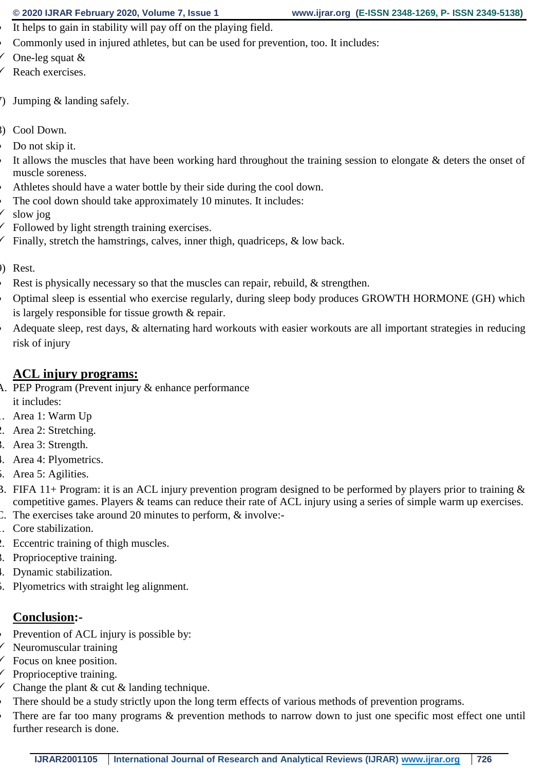- It helps to gain in stability will pay off on the playing field.
- Commonly used in injured athletes, but can be used for prevention, too. It includes:
  - One-leg squat &
  - Reach exercises.

7) Jumping & landing safely.

8) Cool Down.
- Do not skip it.
- It allows the muscles that have been working hard throughout the training session to elongate & deters the onset of muscle soreness.
- Athletes should have a water bottle by their side during the cool down.
- The cool down should take approximately 10 minutes. It includes:
  - slow jog
  - Followed by light strength training exercises.
  - Finally, stretch the hamstrings, calves, inner thigh, quadriceps, & low back.

9) Rest.
- Rest is physically necessary so that the muscles can repair, rebuild, & strengthen.
- Optimal sleep is essential who exercise regularly, during sleep body produces GROWTH HORMONE (GH) which is largely responsible for tissue growth & repair.
- Adequate sleep, rest days, & alternating hard workouts with easier workouts are all important strategies in reducing risk of injury

## ACL injury programs:

A. PEP Program (Prevent injury & enhance performance
   it includes:
1. Area 1: Warm Up
2. Area 2: Stretching.
3. Area 3: Strength.
4. Area 4: Plyometrics.
5. Area 5: Agilities.

B. FIFA 11+ Program: it is an ACL injury prevention program designed to be performed by players prior to training & competitive games. Players & teams can reduce their rate of ACL injury using a series of simple warm up exercises.

C. The exercises take around 20 minutes to perform, & involve:-
1. Core stabilization.
2. Eccentric training of thigh muscles.
3. Proprioceptive training.
4. Dynamic stabilization.
5. Plyometrics with straight leg alignment.

## Conclusion:-

- Prevention of ACL injury is possible by:
  - Neuromuscular training
  - Focus on knee position.
  - Proprioceptive training.
  - Change the plant & cut & landing technique.
- There should be a study strictly upon the long term effects of various methods of prevention programs.
- There are far too many programs & prevention methods to narrow down to just one specific most effect one until further research is done.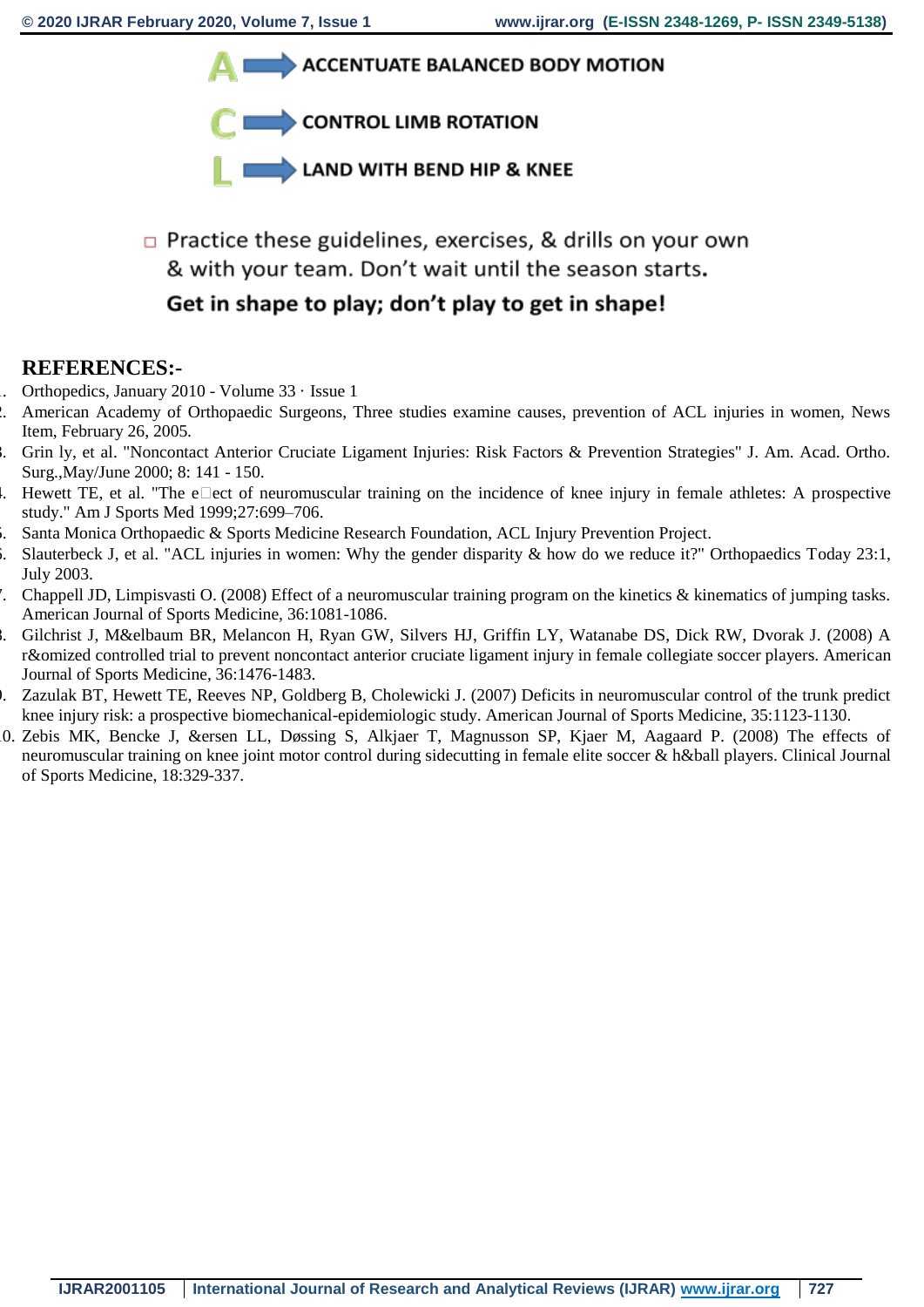**A** ➡ ACCENTUATE BALANCED BODY MOTION

**C** ➡ CONTROL LIMB ROTATION

**L** ➡ LAND WITH BEND HIP & KNEE

- Practice these guidelines, exercises, & drills on your own & with your team. Don't wait until the season starts.
  **Get in shape to play; don't play to get in shape!**

## REFERENCES:-

1. Orthopedics, January 2010 - Volume 33 · Issue 1
2. American Academy of Orthopaedic Surgeons, Three studies examine causes, prevention of ACL injuries in women, News Item, February 26, 2005.
3. Grin ly, et al. "Noncontact Anterior Cruciate Ligament Injuries: Risk Factors & Prevention Strategies" J. Am. Acad. Ortho. Surg.,May/June 2000; 8: 141 - 150.
4. Hewett TE, et al. "The e□ect of neuromuscular training on the incidence of knee injury in female athletes: A prospective study." Am J Sports Med 1999;27:699–706.
5. Santa Monica Orthopaedic & Sports Medicine Research Foundation, ACL Injury Prevention Project.
6. Slauterbeck J, et al. "ACL injuries in women: Why the gender disparity & how do we reduce it?" Orthopaedics Today 23:1, July 2003.
7. Chappell JD, Limpisvasti O. (2008) Effect of a neuromuscular training program on the kinetics & kinematics of jumping tasks. American Journal of Sports Medicine, 36:1081-1086.
8. Gilchrist J, M&elbaum BR, Melancon H, Ryan GW, Silvers HJ, Griffin LY, Watanabe DS, Dick RW, Dvorak J. (2008) A r&omized controlled trial to prevent noncontact anterior cruciate ligament injury in female collegiate soccer players. American Journal of Sports Medicine, 36:1476-1483.
9. Zazulak BT, Hewett TE, Reeves NP, Goldberg B, Cholewicki J. (2007) Deficits in neuromuscular control of the trunk predict knee injury risk: a prospective biomechanical-epidemiologic study. American Journal of Sports Medicine, 35:1123-1130.
10. Zebis MK, Bencke J, &ersen LL, Døssing S, Alkjaer T, Magnusson SP, Kjaer M, Aagaard P. (2008) The effects of neuromuscular training on knee joint motor control during sidecutting in female elite soccer & h&ball players. Clinical Journal of Sports Medicine, 18:329-337.